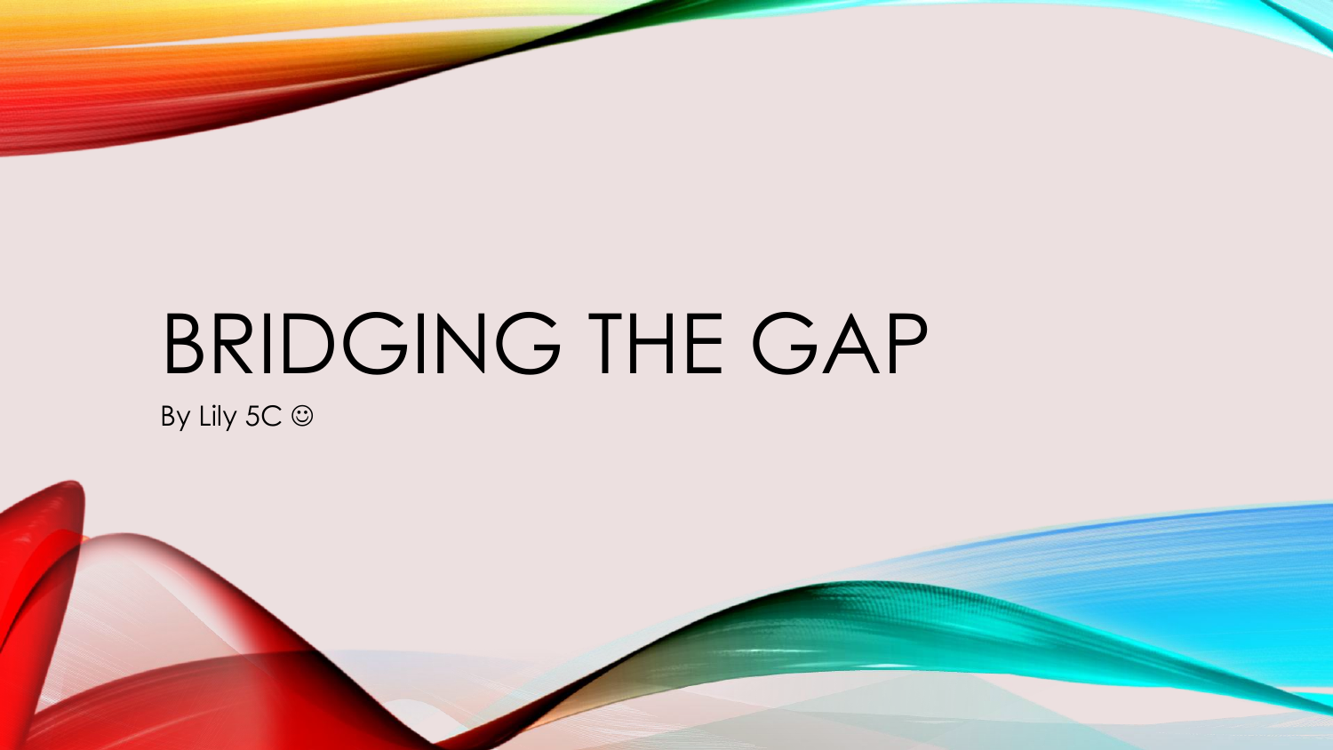# BRIDGING THE GAP

By Lily 5C ☺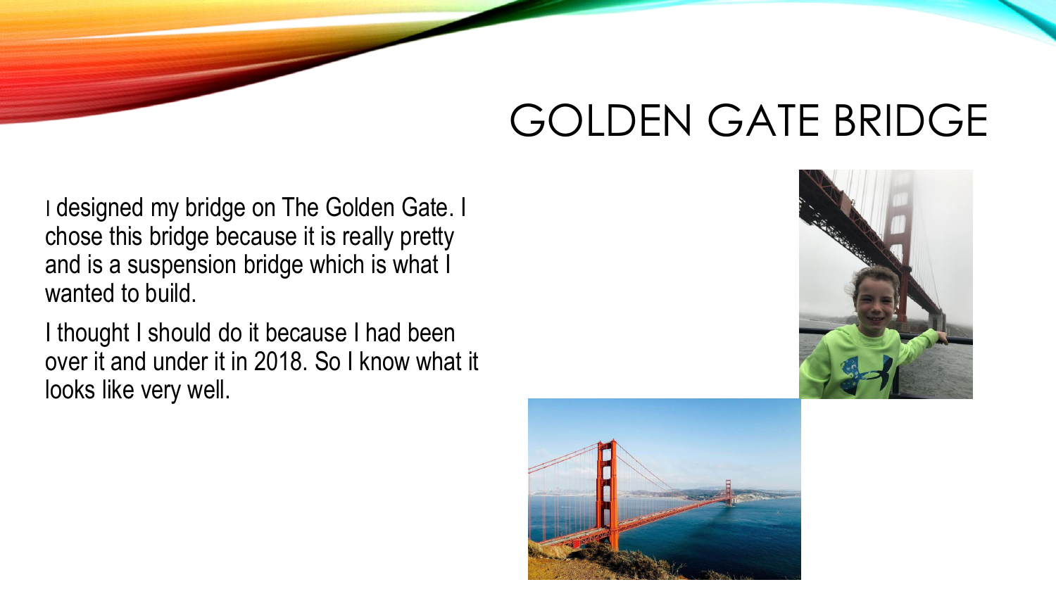# GOLDEN GATE BRIDGE

I designed my bridge on The Golden Gate. I chose this bridge because it is really pretty and is a suspension bridge which is what I wanted to build.

I thought I should do it because I had been over it and under it in 2018. So I know what it looks like very well.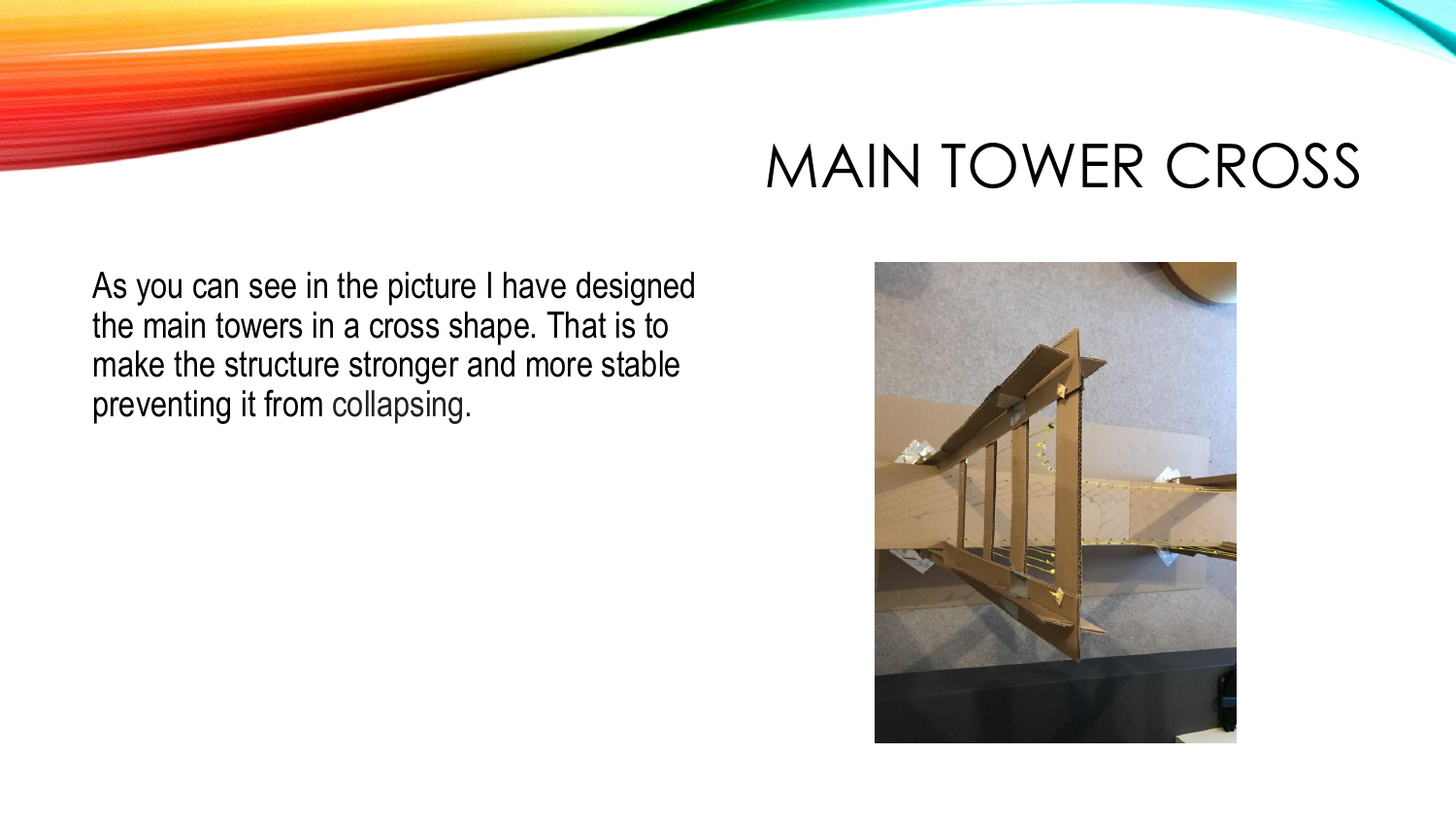# MAIN TOWER CROSS

As you can see in the picture I have designed the main towers in a cross shape. That is to make the structure stronger and more stable preventing it from collapsing.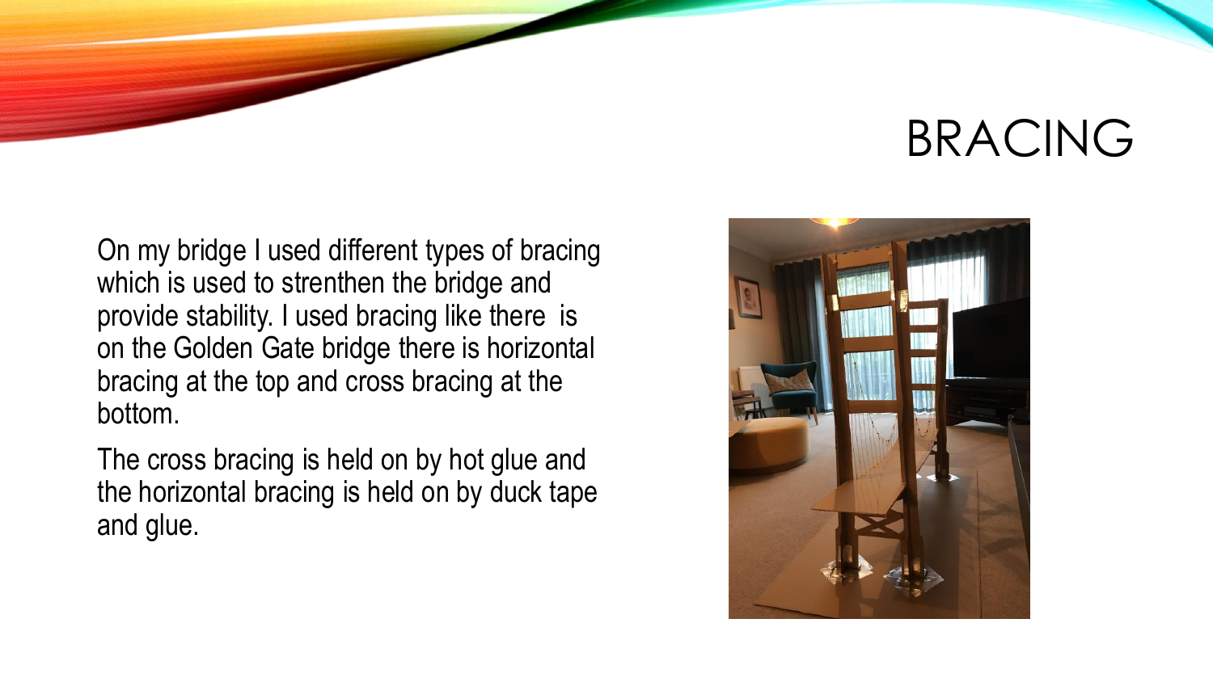# BRACING

On my bridge I used different types of bracing which is used to strenthen the bridge and provide stability. I used bracing like there is on the Golden Gate bridge there is horizontal bracing at the top and cross bracing at the bottom.

The cross bracing is held on by hot glue and the horizontal bracing is held on by duck tape and glue.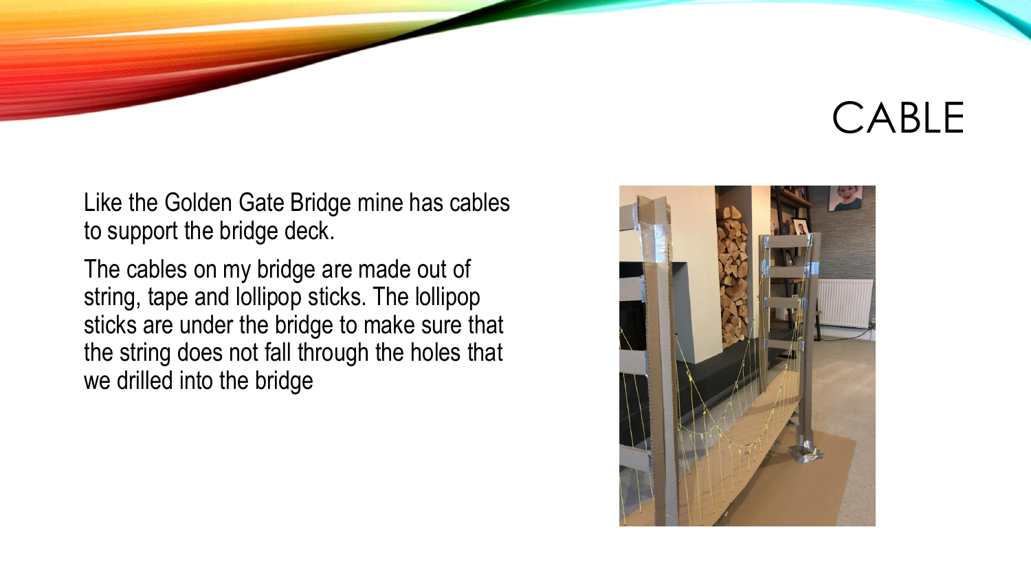# CABLE

Like the Golden Gate Bridge mine has cables to support the bridge deck.

The cables on my bridge are made out of string, tape and lollipop sticks. The lollipop sticks are under the bridge to make sure that the string does not fall through the holes that we drilled into the bridge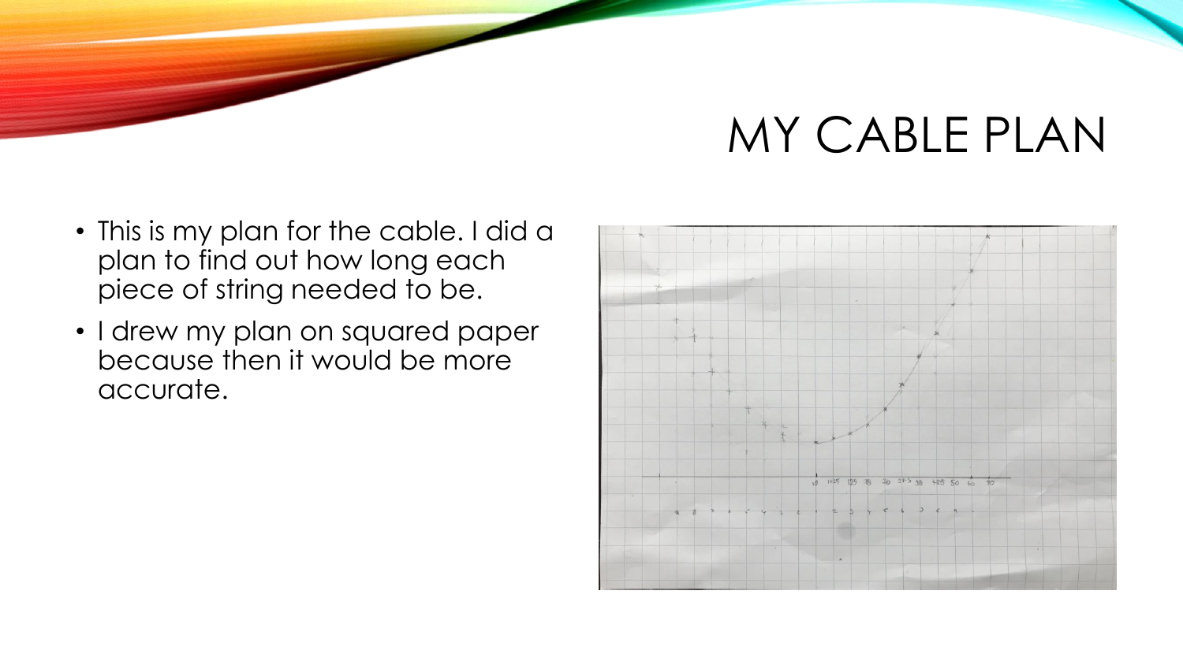# MY CABLE PLAN

- This is my plan for the cable. I did a plan to find out how long each piece of string needed to be.
- I drew my plan on squared paper because then it would be more accurate.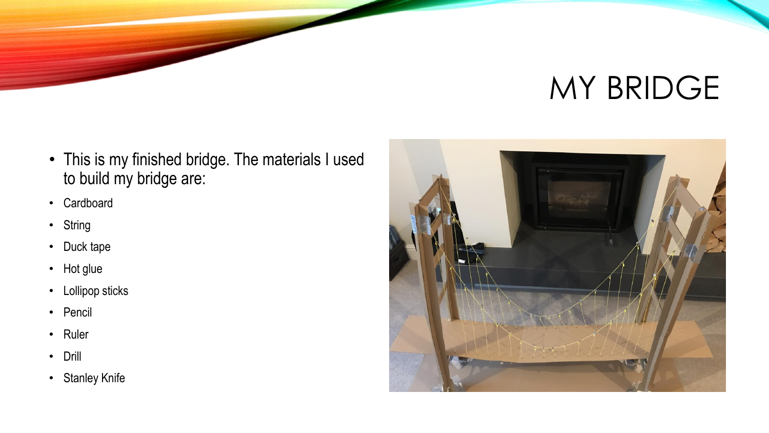# MY BRIDGE

- This is my finished bridge. The materials I used to build my bridge are:
- Cardboard
- String
- Duck tape
- Hot glue
- Lollipop sticks
- Pencil
- Ruler
- Drill
- Stanley Knife